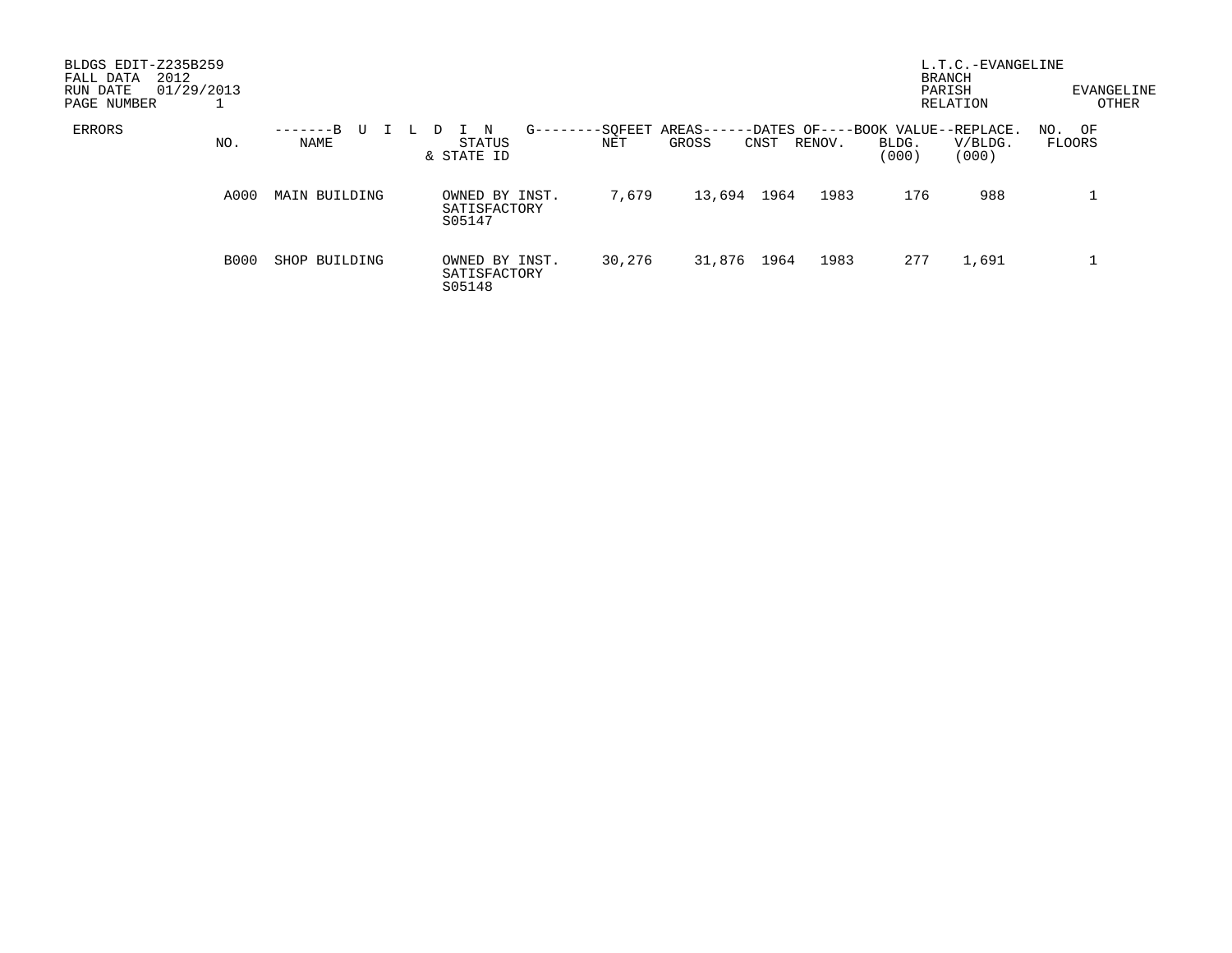BLDGS EDIT-Z235B259
FALL DATA 2012
RUN DATE 01/29/2013
PAGE NUMBER 1

L.T.C.-EVANGELINE
BRANCH
PARISH EVANGELINE
RELATION OTHER

| ERRORS | NO. | BUILDING NAME | STATUS & STATE ID | SQFEET AREAS NET | SQFEET AREAS GROSS | DATES OF CNST | DATES OF RENOV. | BOOK VALUE BLDG. (000) | REPLACE. V/BLDG. (000) | NO. OF FLOORS |
|---|---|---|---|---|---|---|---|---|---|---|
| | A000 | MAIN BUILDING | OWNED BY INST. SATISFACTORY S05147 | 7,679 | 13,694 | 1964 | 1983 | 176 | 988 | 1 |
| | B000 | SHOP BUILDING | OWNED BY INST. SATISFACTORY S05148 | 30,276 | 31,876 | 1964 | 1983 | 277 | 1,691 | 1 |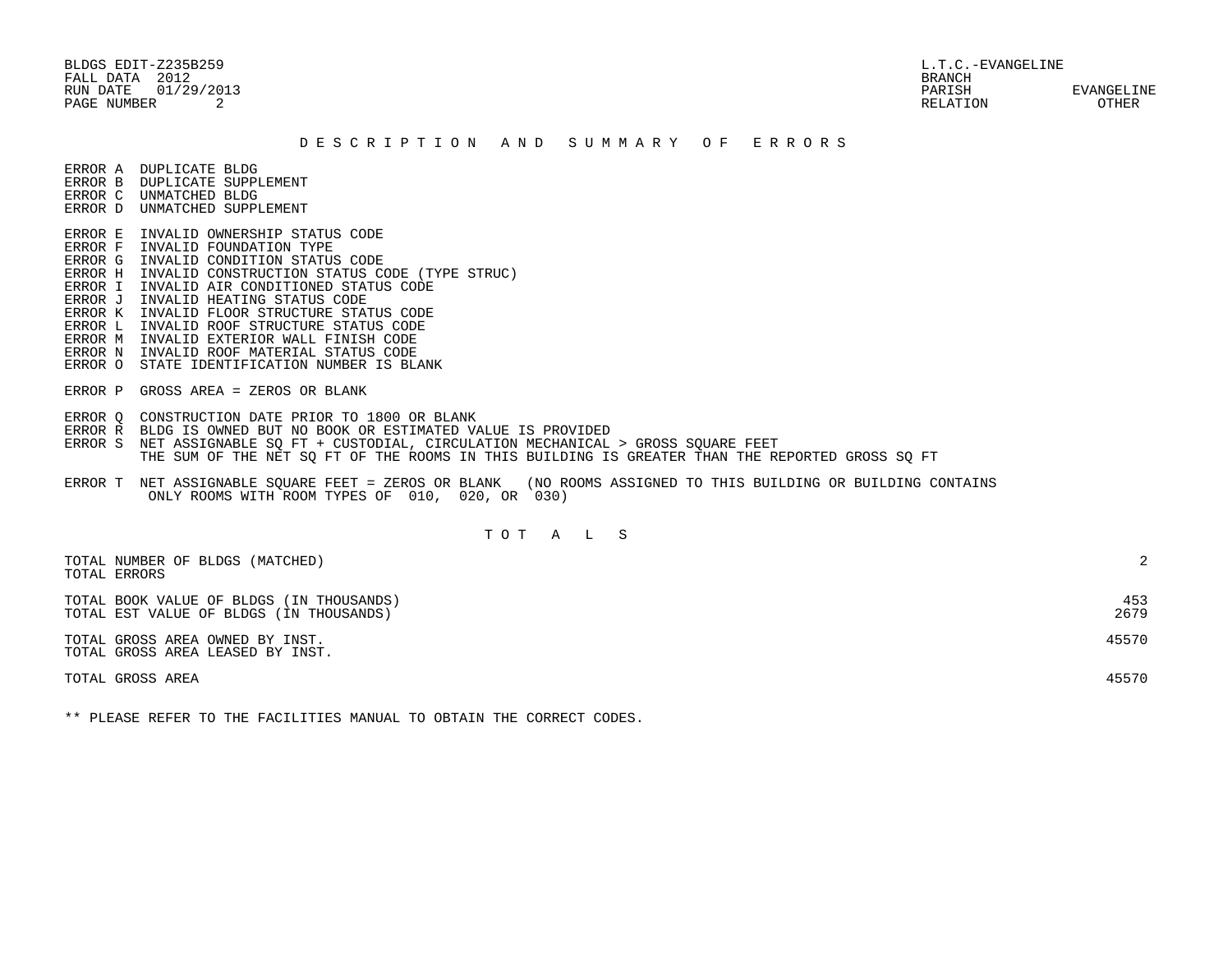BLDGS EDIT-Z235B259
FALL DATA 2012
RUN DATE 01/29/2013

L.T.C.-EVANGELINE
BRANCH
PARISH EVANGELINE
RELATION OTHER

## D E S C R I P T I O N   A N D   S U M M A R Y   O F   E R R O R S

ERROR A  DUPLICATE BLDG
ERROR B  DUPLICATE SUPPLEMENT
ERROR C  UNMATCHED BLDG
ERROR D  UNMATCHED SUPPLEMENT

ERROR E  INVALID OWNERSHIP STATUS CODE
ERROR F  INVALID FOUNDATION TYPE
ERROR G  INVALID CONDITION STATUS CODE
ERROR H  INVALID CONSTRUCTION STATUS CODE (TYPE STRUC)
ERROR I  INVALID AIR CONDITIONED STATUS CODE
ERROR J  INVALID HEATING STATUS CODE
ERROR K  INVALID FLOOR STRUCTURE STATUS CODE
ERROR L  INVALID ROOF STRUCTURE STATUS CODE
ERROR M  INVALID EXTERIOR WALL FINISH CODE
ERROR N  INVALID ROOF MATERIAL STATUS CODE
ERROR O  STATE IDENTIFICATION NUMBER IS BLANK

ERROR P  GROSS AREA = ZEROS OR BLANK

ERROR Q  CONSTRUCTION DATE PRIOR TO 1800 OR BLANK
ERROR R  BLDG IS OWNED BUT NO BOOK OR ESTIMATED VALUE IS PROVIDED
ERROR S  NET ASSIGNABLE SQ FT + CUSTODIAL, CIRCULATION MECHANICAL > GROSS SQUARE FEET
THE SUM OF THE NET SQ FT OF THE ROOMS IN THIS BUILDING IS GREATER THAN THE REPORTED GROSS SQ FT

ERROR T  NET ASSIGNABLE SQUARE FEET = ZEROS OR BLANK   (NO ROOMS ASSIGNED TO THIS BUILDING OR BUILDING CONTAINS ONLY ROOMS WITH ROOM TYPES OF 010, 020, OR 030)

## T O T A L S

| | |
|---|---|
| TOTAL NUMBER OF BLDGS (MATCHED) | 2 |
| TOTAL ERRORS | |
| TOTAL BOOK VALUE OF BLDGS (IN THOUSANDS) | 453 |
| TOTAL EST VALUE OF BLDGS (IN THOUSANDS) | 2679 |
| TOTAL GROSS AREA OWNED BY INST. | 45570 |
| TOTAL GROSS AREA LEASED BY INST. | |
| TOTAL GROSS AREA | 45570 |

** PLEASE REFER TO THE FACILITIES MANUAL TO OBTAIN THE CORRECT CODES.